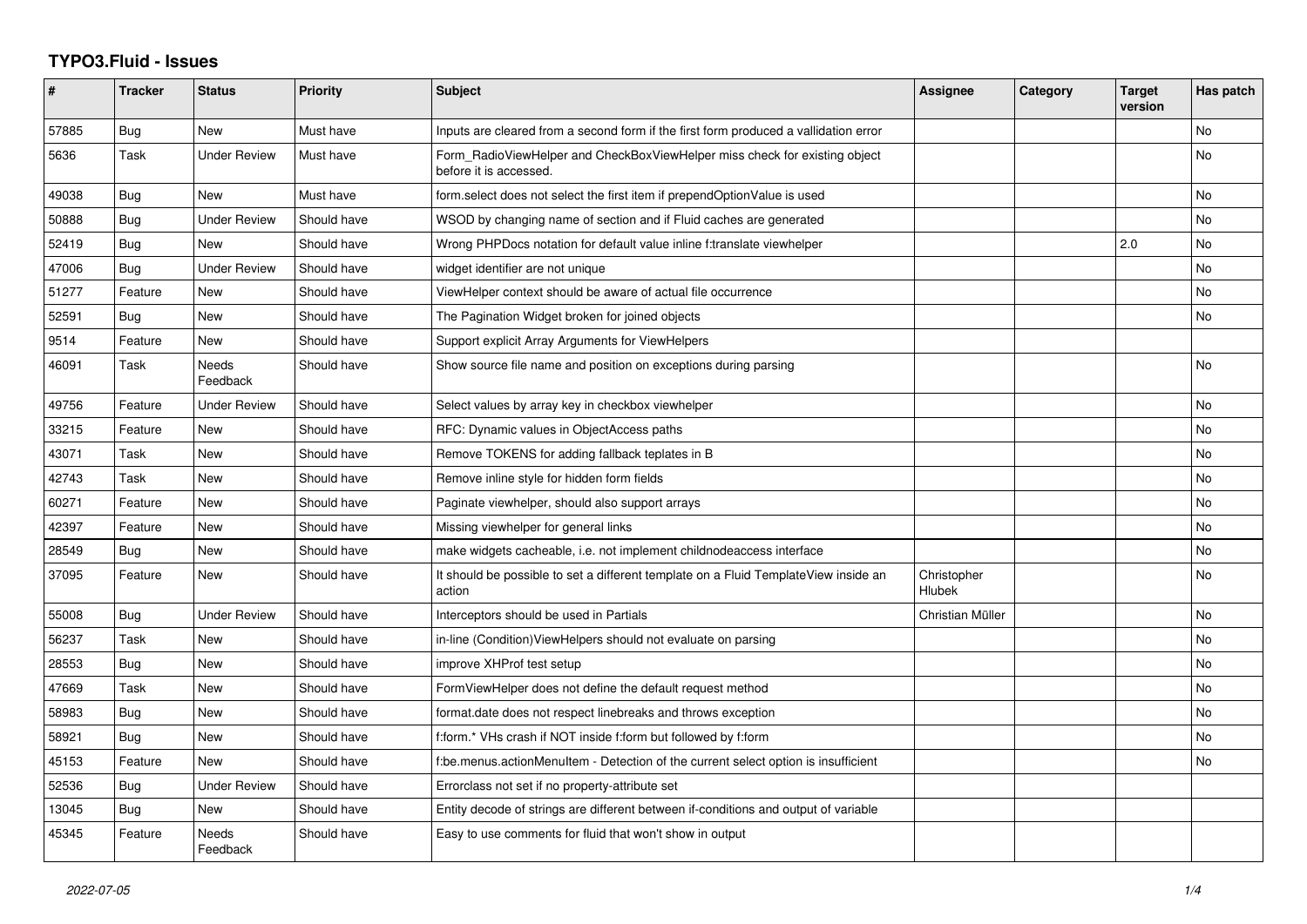# TYPO3.Fluid - Issues

| # | Tracker | Status | Priority | Subject | Assignee | Category | Target version | Has patch |
|---|---|---|---|---|---|---|---|---|
| 57885 | Bug | New | Must have | Inputs are cleared from a second form if the first form produced a vallidation error | | | | No |
| 5636 | Task | Under Review | Must have | Form_RadioViewHelper and CheckBoxViewHelper miss check for existing object before it is accessed. | | | | No |
| 49038 | Bug | New | Must have | form.select does not select the first item if prependOptionValue is used | | | | No |
| 50888 | Bug | Under Review | Should have | WSOD by changing name of section and if Fluid caches are generated | | | | No |
| 52419 | Bug | New | Should have | Wrong PHPDocs notation for default value inline f:translate viewhelper | | | 2.0 | No |
| 47006 | Bug | Under Review | Should have | widget identifier are not unique | | | | No |
| 51277 | Feature | New | Should have | ViewHelper context should be aware of actual file occurrence | | | | No |
| 52591 | Bug | New | Should have | The Pagination Widget broken for joined objects | | | | No |
| 9514 | Feature | New | Should have | Support explicit Array Arguments for ViewHelpers | | | | |
| 46091 | Task | Needs Feedback | Should have | Show source file name and position on exceptions during parsing | | | | No |
| 49756 | Feature | Under Review | Should have | Select values by array key in checkbox viewhelper | | | | No |
| 33215 | Feature | New | Should have | RFC: Dynamic values in ObjectAccess paths | | | | No |
| 43071 | Task | New | Should have | Remove TOKENS for adding fallback teplates in B | | | | No |
| 42743 | Task | New | Should have | Remove inline style for hidden form fields | | | | No |
| 60271 | Feature | New | Should have | Paginate viewhelper, should also support arrays | | | | No |
| 42397 | Feature | New | Should have | Missing viewhelper for general links | | | | No |
| 28549 | Bug | New | Should have | make widgets cacheable, i.e. not implement childnodeaccess interface | | | | No |
| 37095 | Feature | New | Should have | It should be possible to set a different template on a Fluid TemplateView inside an action | Christopher Hlubek | | | No |
| 55008 | Bug | Under Review | Should have | Interceptors should be used in Partials | Christian Müller | | | No |
| 56237 | Task | New | Should have | in-line (Condition)ViewHelpers should not evaluate on parsing | | | | No |
| 28553 | Bug | New | Should have | improve XHProf test setup | | | | No |
| 47669 | Task | New | Should have | FormViewHelper does not define the default request method | | | | No |
| 58983 | Bug | New | Should have | format.date does not respect linebreaks and throws exception | | | | No |
| 58921 | Bug | New | Should have | f:form.* VHs crash if NOT inside f:form but followed by f:form | | | | No |
| 45153 | Feature | New | Should have | f:be.menus.actionMenuItem - Detection of the current select option is insufficient | | | | No |
| 52536 | Bug | Under Review | Should have | Errorclass not set if no property-attribute set | | | | |
| 13045 | Bug | New | Should have | Entity decode of strings are different between if-conditions and output of variable | | | | |
| 45345 | Feature | Needs Feedback | Should have | Easy to use comments for fluid that won't show in output | | | | |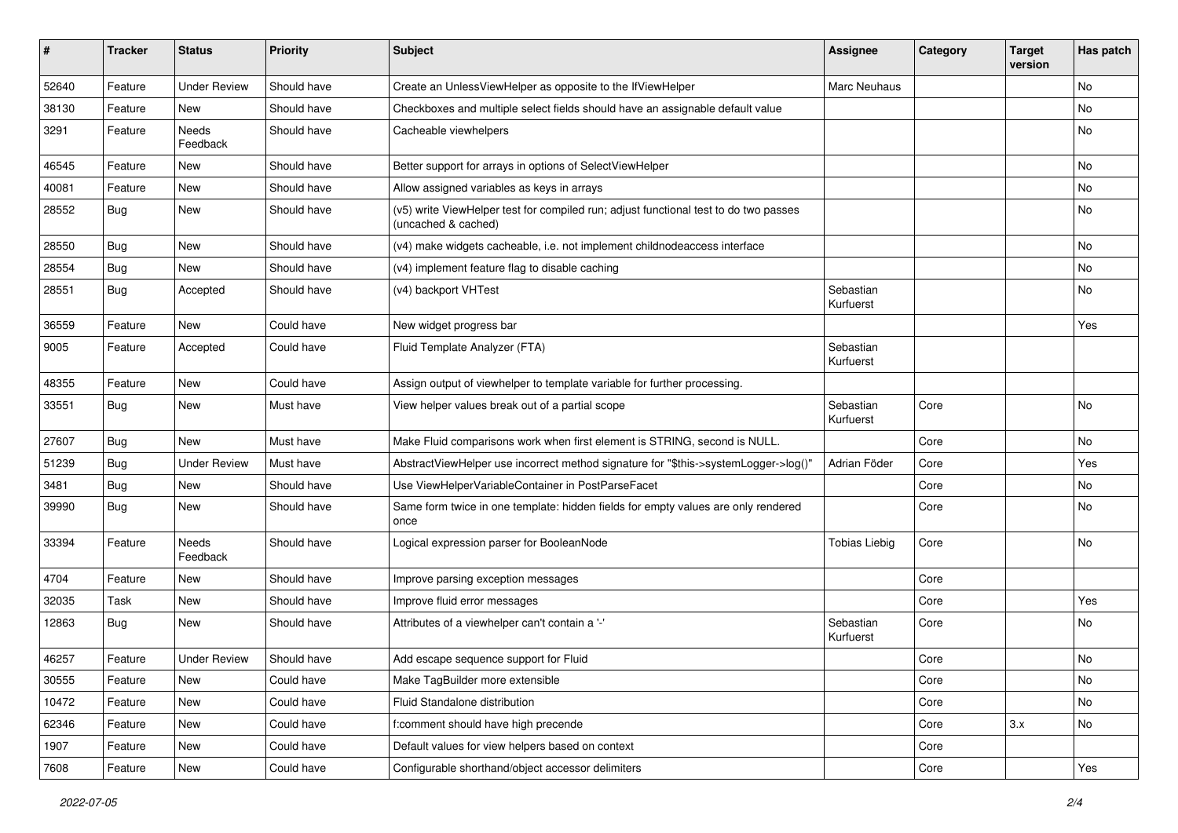| # | Tracker | Status | Priority | Subject | Assignee | Category | Target version | Has patch |
|---|---|---|---|---|---|---|---|---|
| 52640 | Feature | Under Review | Should have | Create an UnlessViewHelper as opposite to the IfViewHelper | Marc Neuhaus | | | No |
| 38130 | Feature | New | Should have | Checkboxes and multiple select fields should have an assignable default value | | | | No |
| 3291 | Feature | Needs Feedback | Should have | Cacheable viewhelpers | | | | No |
| 46545 | Feature | New | Should have | Better support for arrays in options of SelectViewHelper | | | | No |
| 40081 | Feature | New | Should have | Allow assigned variables as keys in arrays | | | | No |
| 28552 | Bug | New | Should have | (v5) write ViewHelper test for compiled run; adjust functional test to do two passes (uncached & cached) | | | | No |
| 28550 | Bug | New | Should have | (v4) make widgets cacheable, i.e. not implement childnodeaccess interface | | | | No |
| 28554 | Bug | New | Should have | (v4) implement feature flag to disable caching | | | | No |
| 28551 | Bug | Accepted | Should have | (v4) backport VHTest | Sebastian Kurfuerst | | | No |
| 36559 | Feature | New | Could have | New widget progress bar | | | | Yes |
| 9005 | Feature | Accepted | Could have | Fluid Template Analyzer (FTA) | Sebastian Kurfuerst | | | |
| 48355 | Feature | New | Could have | Assign output of viewhelper to template variable for further processing. | | | | |
| 33551 | Bug | New | Must have | View helper values break out of a partial scope | Sebastian Kurfuerst | Core | | No |
| 27607 | Bug | New | Must have | Make Fluid comparisons work when first element is STRING, second is NULL. | | Core | | No |
| 51239 | Bug | Under Review | Must have | AbstractViewHelper use incorrect method signature for "$this->systemLogger->log()" | Adrian Föder | Core | | Yes |
| 3481 | Bug | New | Should have | Use ViewHelperVariableContainer in PostParseFacet | | Core | | No |
| 39990 | Bug | New | Should have | Same form twice in one template: hidden fields for empty values are only rendered once | | Core | | No |
| 33394 | Feature | Needs Feedback | Should have | Logical expression parser for BooleanNode | Tobias Liebig | Core | | No |
| 4704 | Feature | New | Should have | Improve parsing exception messages | | Core | | |
| 32035 | Task | New | Should have | Improve fluid error messages | | Core | | Yes |
| 12863 | Bug | New | Should have | Attributes of a viewhelper can't contain a '-' | Sebastian Kurfuerst | Core | | No |
| 46257 | Feature | Under Review | Should have | Add escape sequence support for Fluid | | Core | | No |
| 30555 | Feature | New | Could have | Make TagBuilder more extensible | | Core | | No |
| 10472 | Feature | New | Could have | Fluid Standalone distribution | | Core | | No |
| 62346 | Feature | New | Could have | f:comment should have high precende | | Core | 3.x | No |
| 1907 | Feature | New | Could have | Default values for view helpers based on context | | Core | | |
| 7608 | Feature | New | Could have | Configurable shorthand/object accessor delimiters | | Core | | Yes |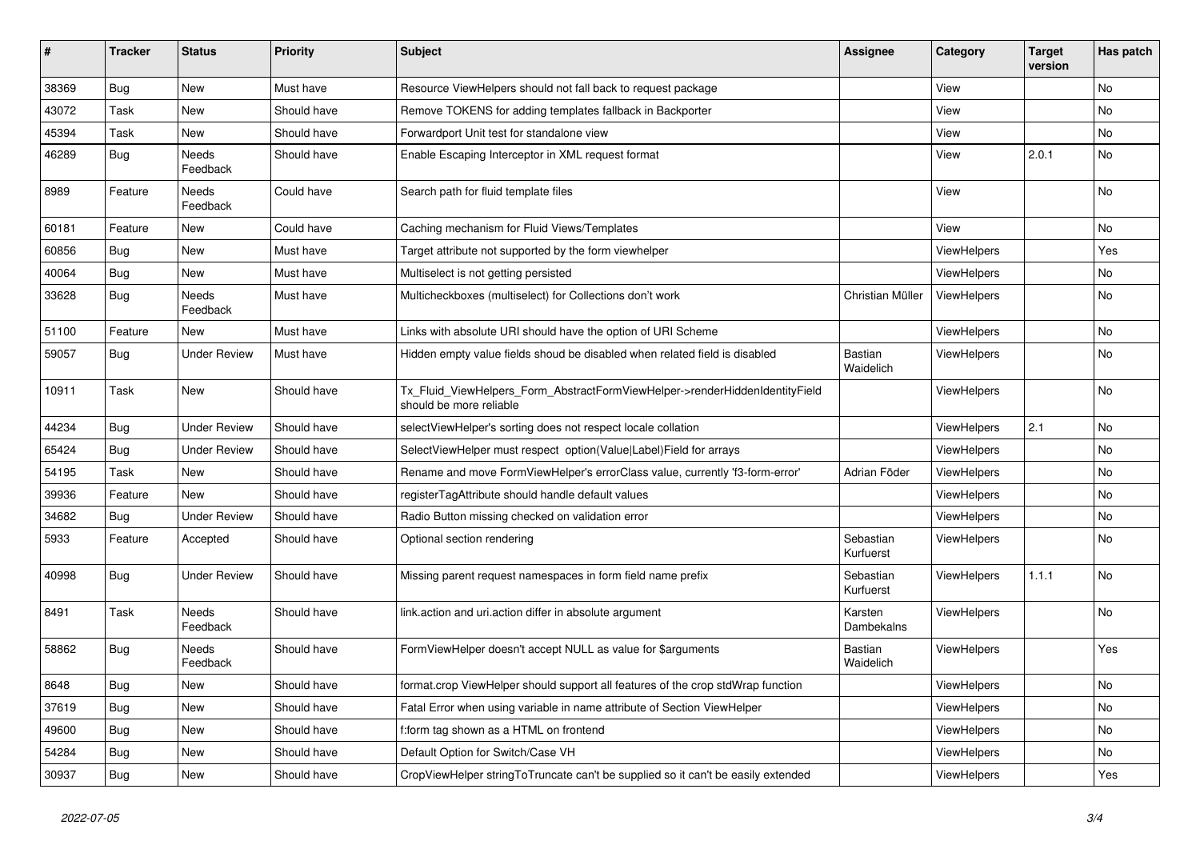| # | Tracker | Status | Priority | Subject | Assignee | Category | Target version | Has patch |
|---|---|---|---|---|---|---|---|---|
| 38369 | Bug | New | Must have | Resource ViewHelpers should not fall back to request package | | View | | No |
| 43072 | Task | New | Should have | Remove TOKENS for adding templates fallback in Backporter | | View | | No |
| 45394 | Task | New | Should have | Forwardport Unit test for standalone view | | View | | No |
| 46289 | Bug | Needs Feedback | Should have | Enable Escaping Interceptor in XML request format | | View | 2.0.1 | No |
| 8989 | Feature | Needs Feedback | Could have | Search path for fluid template files | | View | | No |
| 60181 | Feature | New | Could have | Caching mechanism for Fluid Views/Templates | | View | | No |
| 60856 | Bug | New | Must have | Target attribute not supported by the form viewhelper | | ViewHelpers | | Yes |
| 40064 | Bug | New | Must have | Multiselect is not getting persisted | | ViewHelpers | | No |
| 33628 | Bug | Needs Feedback | Must have | Multicheckboxes (multiselect) for Collections don't work | Christian Müller | ViewHelpers | | No |
| 51100 | Feature | New | Must have | Links with absolute URI should have the option of URI Scheme | | ViewHelpers | | No |
| 59057 | Bug | Under Review | Must have | Hidden empty value fields shoud be disabled when related field is disabled | Bastian Waidelich | ViewHelpers | | No |
| 10911 | Task | New | Should have | Tx_Fluid_ViewHelpers_Form_AbstractFormViewHelper->renderHiddenIdentityField should be more reliable | | ViewHelpers | | No |
| 44234 | Bug | Under Review | Should have | selectViewHelper's sorting does not respect locale collation | | ViewHelpers | 2.1 | No |
| 65424 | Bug | Under Review | Should have | SelectViewHelper must respect option(Value\|Label)Field for arrays | | ViewHelpers | | No |
| 54195 | Task | New | Should have | Rename and move FormViewHelper's errorClass value, currently 'f3-form-error' | Adrian Föder | ViewHelpers | | No |
| 39936 | Feature | New | Should have | registerTagAttribute should handle default values | | ViewHelpers | | No |
| 34682 | Bug | Under Review | Should have | Radio Button missing checked on validation error | | ViewHelpers | | No |
| 5933 | Feature | Accepted | Should have | Optional section rendering | Sebastian Kurfuerst | ViewHelpers | | No |
| 40998 | Bug | Under Review | Should have | Missing parent request namespaces in form field name prefix | Sebastian Kurfuerst | ViewHelpers | 1.1.1 | No |
| 8491 | Task | Needs Feedback | Should have | link.action and uri.action differ in absolute argument | Karsten Dambekalns | ViewHelpers | | No |
| 58862 | Bug | Needs Feedback | Should have | FormViewHelper doesn't accept NULL as value for $arguments | Bastian Waidelich | ViewHelpers | | Yes |
| 8648 | Bug | New | Should have | format.crop ViewHelper should support all features of the crop stdWrap function | | ViewHelpers | | No |
| 37619 | Bug | New | Should have | Fatal Error when using variable in name attribute of Section ViewHelper | | ViewHelpers | | No |
| 49600 | Bug | New | Should have | f:form tag shown as a HTML on frontend | | ViewHelpers | | No |
| 54284 | Bug | New | Should have | Default Option for Switch/Case VH | | ViewHelpers | | No |
| 30937 | Bug | New | Should have | CropViewHelper stringToTruncate can't be supplied so it can't be easily extended | | ViewHelpers | | Yes |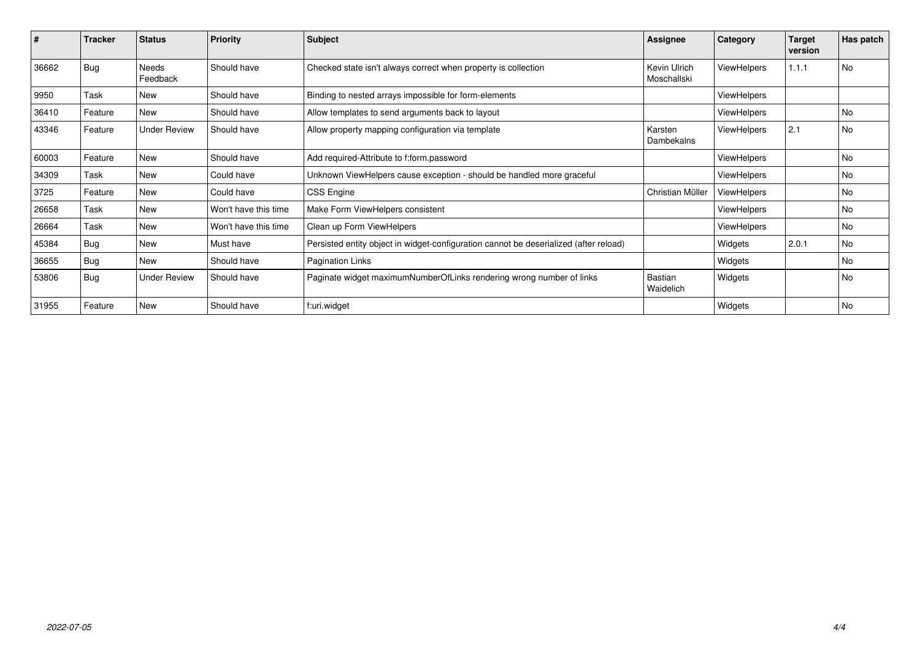| # | Tracker | Status | Priority | Subject | Assignee | Category | Target version | Has patch |
|---|---|---|---|---|---|---|---|---|
| 36662 | Bug | Needs Feedback | Should have | Checked state isn't always correct when property is collection | Kevin Ulrich Moschallski | ViewHelpers | 1.1.1 | No |
| 9950 | Task | New | Should have | Binding to nested arrays impossible for form-elements | | ViewHelpers | | |
| 36410 | Feature | New | Should have | Allow templates to send arguments back to layout | | ViewHelpers | | No |
| 43346 | Feature | Under Review | Should have | Allow property mapping configuration via template | Karsten Dambekalns | ViewHelpers | 2.1 | No |
| 60003 | Feature | New | Should have | Add required-Attribute to f:form.password | | ViewHelpers | | No |
| 34309 | Task | New | Could have | Unknown ViewHelpers cause exception - should be handled more graceful | | ViewHelpers | | No |
| 3725 | Feature | New | Could have | CSS Engine | Christian Müller | ViewHelpers | | No |
| 26658 | Task | New | Won't have this time | Make Form ViewHelpers consistent | | ViewHelpers | | No |
| 26664 | Task | New | Won't have this time | Clean up Form ViewHelpers | | ViewHelpers | | No |
| 45384 | Bug | New | Must have | Persisted entity object in widget-configuration cannot be deserialized (after reload) | | Widgets | 2.0.1 | No |
| 36655 | Bug | New | Should have | Pagination Links | | Widgets | | No |
| 53806 | Bug | Under Review | Should have | Paginate widget maximumNumberOfLinks rendering wrong number of links | Bastian Waidelich | Widgets | | No |
| 31955 | Feature | New | Should have | f:uri.widget | | Widgets | | No |

*2022-07-05*